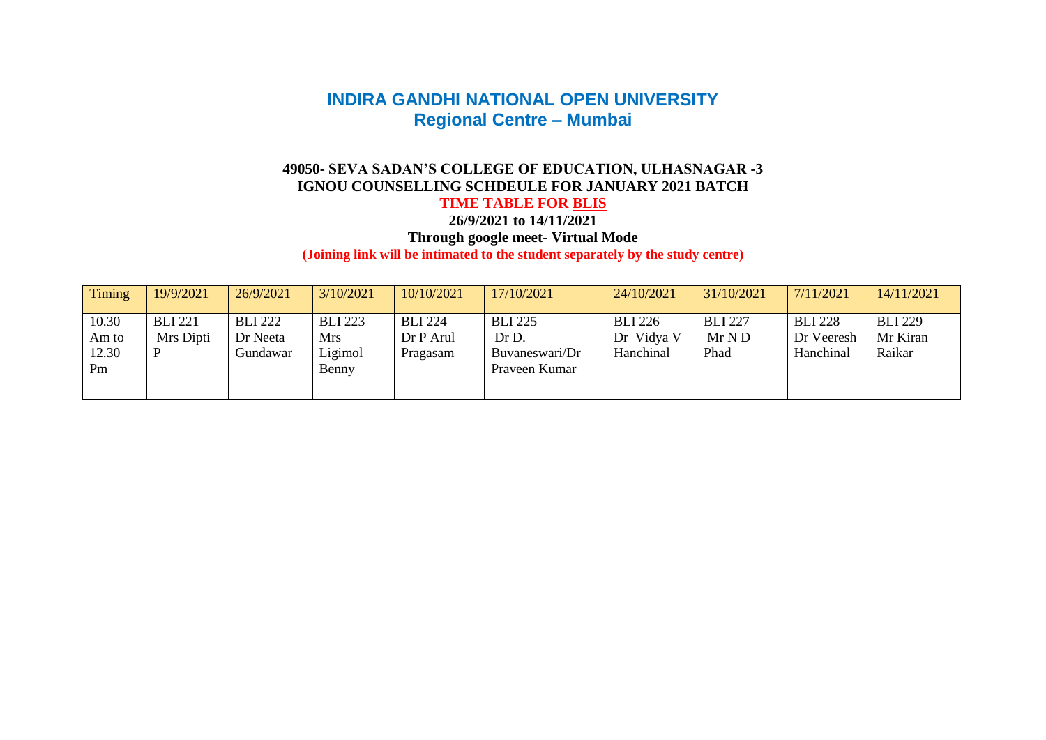# INDIRA GANDHI NATIONAL OPEN UNIVERSITY
## Regional Centre – Mumbai

**49050- SEVA SADAN'S COLLEGE OF EDUCATION, ULHASNAGAR -3**
**IGNOU COUNSELLING SCHDEULE FOR JANUARY 2021 BATCH**
**TIME TABLE FOR BLIS**
**26/9/2021 to 14/11/2021**
**Through google meet- Virtual Mode**
**(Joining link will be intimated to the student separately by the study centre)**

| Timing | 19/9/2021 | 26/9/2021 | 3/10/2021 | 10/10/2021 | 17/10/2021 | 24/10/2021 | 31/10/2021 | 7/11/2021 | 14/11/2021 |
|---|---|---|---|---|---|---|---|---|---|
| 10.30 Am to 12.30 Pm | BLI 221 Mrs Dipti P | BLI 222 Dr Neeta Gundawar | BLI 223 Mrs Ligimol Benny | BLI 224 Dr P Arul Pragasam | BLI 225 Dr D. Buvaneswari/Dr Praveen Kumar | BLI 226 Dr Vidya V Hanchinal | BLI 227 Mr N D Phad | BLI 228 Dr Veeresh Hanchinal | BLI 229 Mr Kiran Raikar |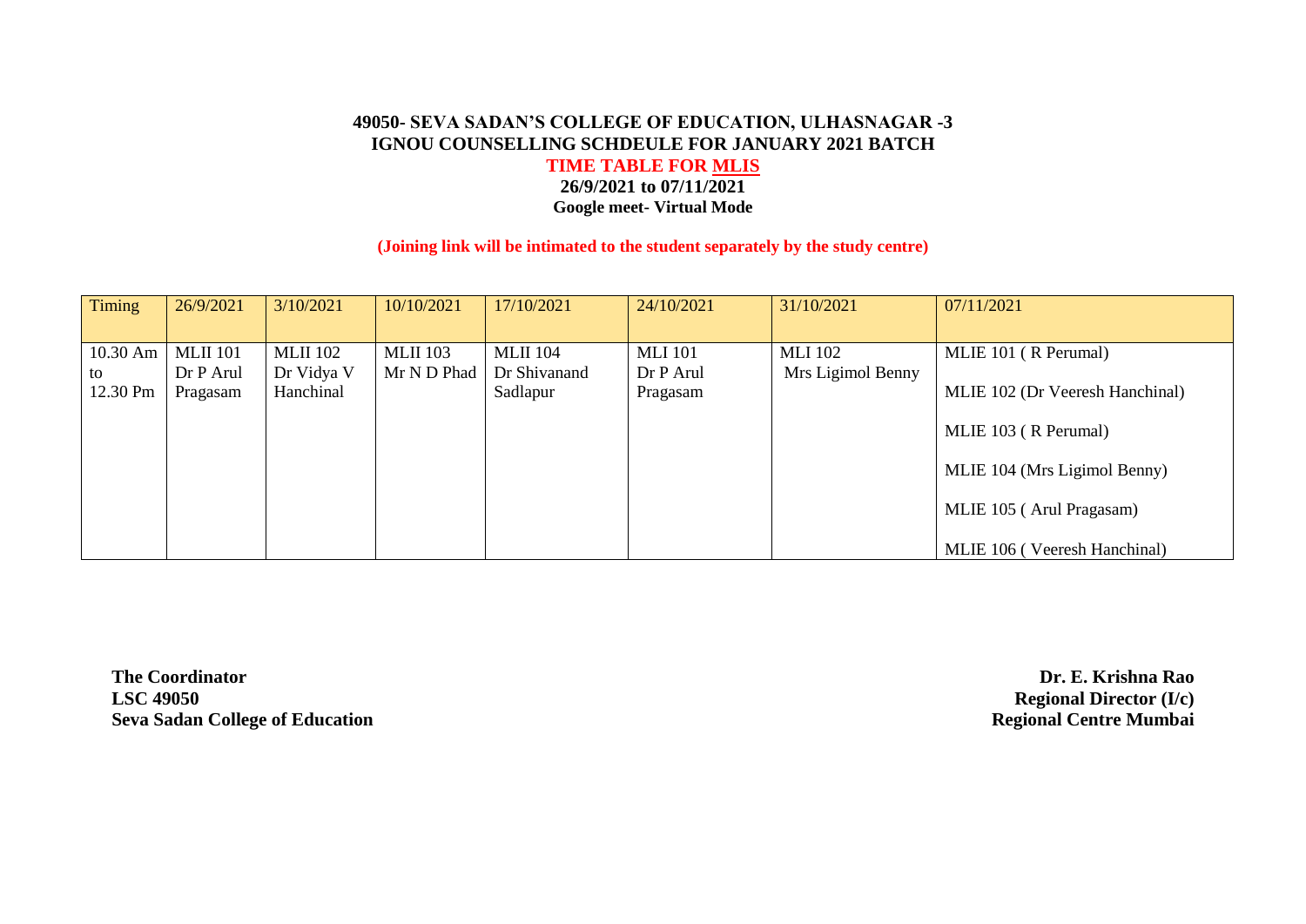**49050- SEVA SADAN'S COLLEGE OF EDUCATION, ULHASNAGAR -3**
**IGNOU COUNSELLING SCHDEULE FOR JANUARY 2021 BATCH**
**TIME TABLE FOR MLIS**
**26/9/2021 to 07/11/2021**
**Google meet- Virtual Mode**

**(Joining link will be intimated to the student separately by the study centre)**

| Timing | 26/9/2021 | 3/10/2021 | 10/10/2021 | 17/10/2021 | 24/10/2021 | 31/10/2021 | 07/11/2021 |
|---|---|---|---|---|---|---|---|
| 10.30 Am to 12.30 Pm | MLII 101 Dr P Arul Pragasam | MLII 102 Dr Vidya V Hanchinal | MLII 103 Mr N D Phad | MLII 104 Dr Shivanand Sadlapur | MLI 101 Dr P Arul Pragasam | MLI 102 Mrs Ligimol Benny | MLIE 101 ( R Perumal)<br>MLIE 102 (Dr Veeresh Hanchinal)<br>MLIE 103 ( R Perumal)<br>MLIE 104 (Mrs Ligimol Benny)<br>MLIE 105 ( Arul Pragasam)<br>MLIE 106 ( Veeresh Hanchinal) |

**The Coordinator**
**LSC 49050**
**Seva Sadan College of Education**

**Dr. E. Krishna Rao**
**Regional Director (I/c)**
**Regional Centre Mumbai**